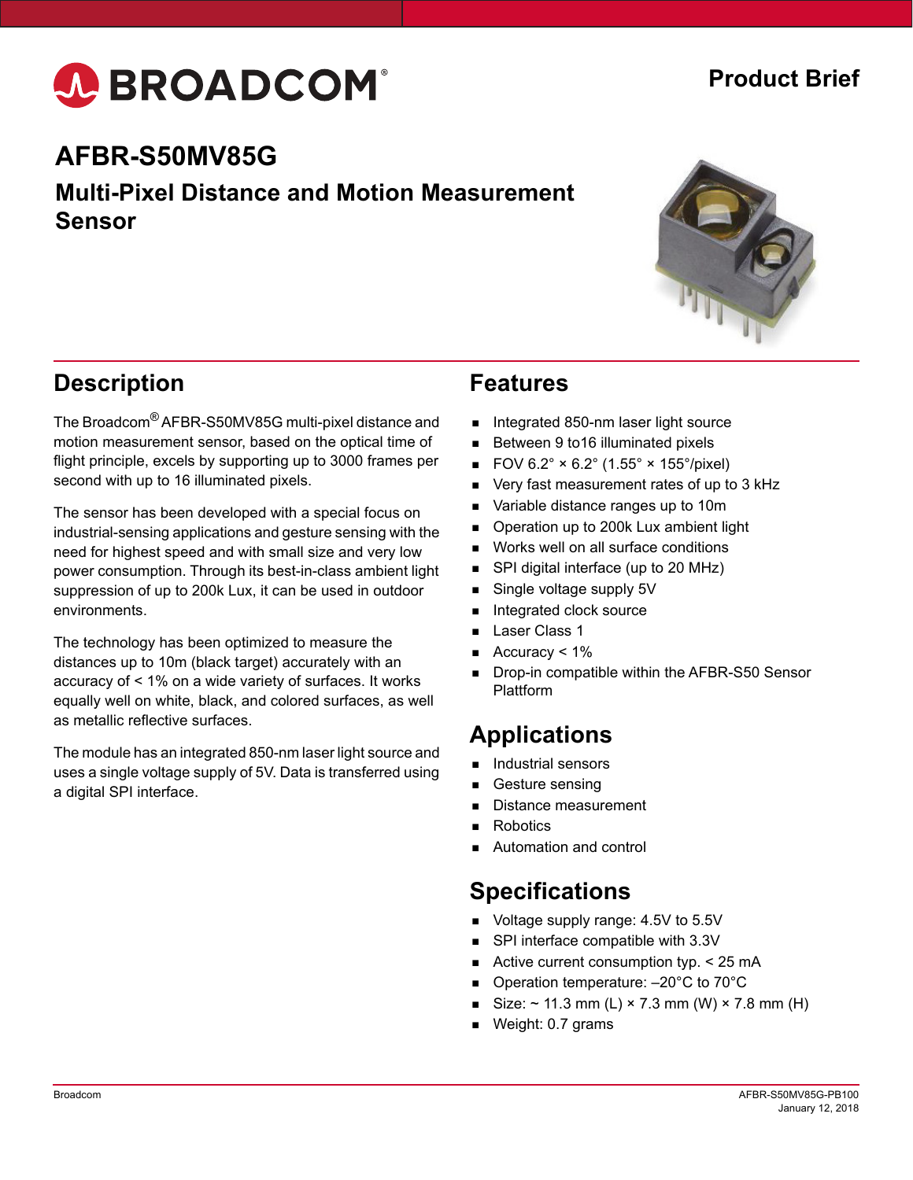BROADCOM®

Product Brief

# AFBR-S50MV85G

## Multi-Pixel Distance and Motion Measurement Sensor

## Description

The Broadcom® AFBR-S50MV85G multi-pixel distance and motion measurement sensor, based on the optical time of flight principle, excels by supporting up to 3000 frames per second with up to 16 illuminated pixels.

The sensor has been developed with a special focus on industrial-sensing applications and gesture sensing with the need for highest speed and with small size and very low power consumption. Through its best-in-class ambient light suppression of up to 200k Lux, it can be used in outdoor environments.

The technology has been optimized to measure the distances up to 10m (black target) accurately with an accuracy of < 1% on a wide variety of surfaces. It works equally well on white, black, and colored surfaces, as well as metallic reflective surfaces.

The module has an integrated 850-nm laser light source and uses a single voltage supply of 5V. Data is transferred using a digital SPI interface.

## Features

- Integrated 850-nm laser light source
- Between 9 to16 illuminated pixels
- FOV 6.2° × 6.2° (1.55° × 155°/pixel)
- Very fast measurement rates of up to 3 kHz
- Variable distance ranges up to 10m
- Operation up to 200k Lux ambient light
- Works well on all surface conditions
- SPI digital interface (up to 20 MHz)
- Single voltage supply 5V
- Integrated clock source
- Laser Class 1
- Accuracy < 1%
- Drop-in compatible within the AFBR-S50 Sensor Plattform

## Applications

- Industrial sensors
- Gesture sensing
- Distance measurement
- Robotics
- Automation and control

## Specifications

- Voltage supply range: 4.5V to 5.5V
- SPI interface compatible with 3.3V
- Active current consumption typ. < 25 mA
- Operation temperature: –20°C to 70°C
- Size: ~ 11.3 mm (L) × 7.3 mm (W) × 7.8 mm (H)
- Weight: 0.7 grams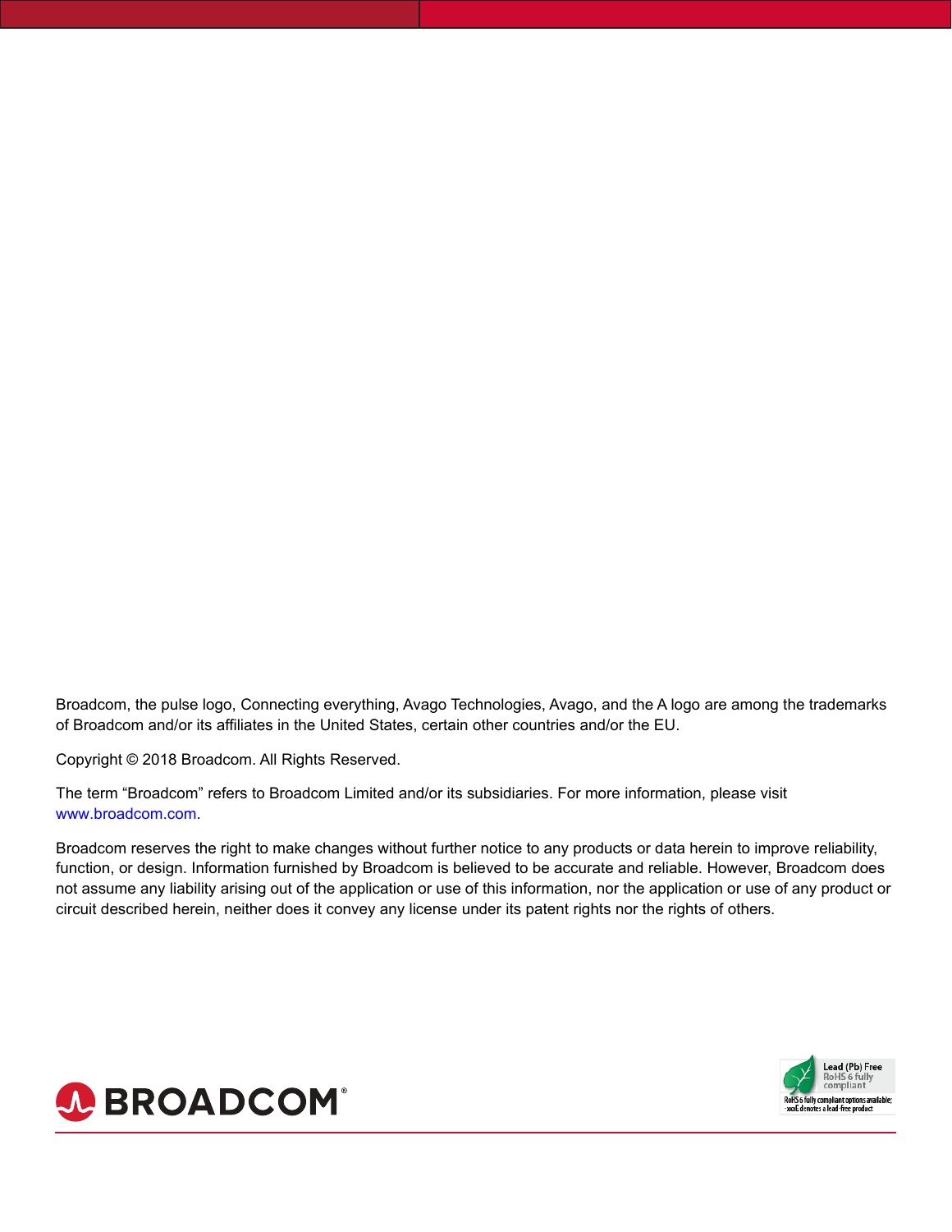Broadcom, the pulse logo, Connecting everything, Avago Technologies, Avago, and the A logo are among the trademarks of Broadcom and/or its affiliates in the United States, certain other countries and/or the EU.

Copyright © 2018 Broadcom. All Rights Reserved.

The term "Broadcom" refers to Broadcom Limited and/or its subsidiaries. For more information, please visit www.broadcom.com.

Broadcom reserves the right to make changes without further notice to any products or data herein to improve reliability, function, or design. Information furnished by Broadcom is believed to be accurate and reliable. However, Broadcom does not assume any liability arising out of the application or use of this information, nor the application or use of any product or circuit described herein, neither does it convey any license under its patent rights nor the rights of others.

BROADCOM®

Lead (Pb) Free
RoHS 6 fully compliant

RoHS 6 fully compliant options available; -xxxE denotes a lead-free product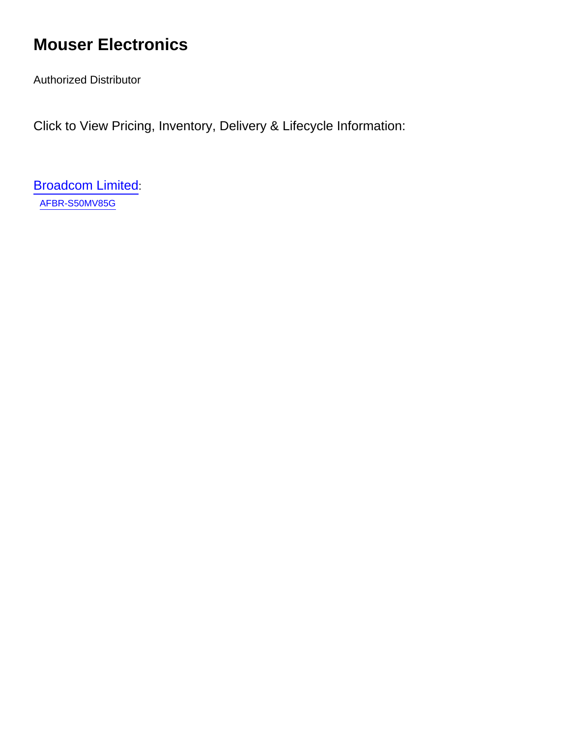# Mouser Electronics

Authorized Distributor

Click to View Pricing, Inventory, Delivery & Lifecycle Information:

Broadcom Limited:

AFBR-S50MV85G